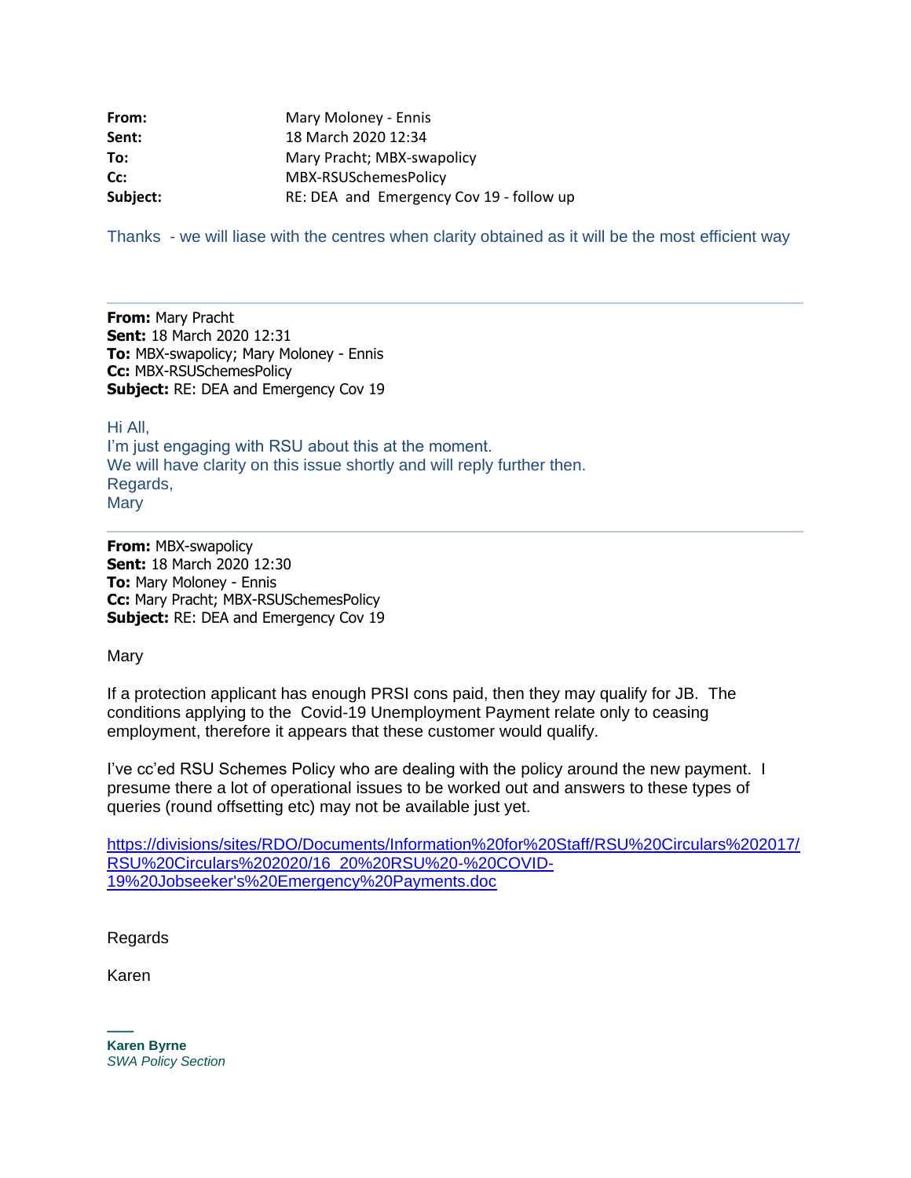| | |
|---|---|
| **From:** | Mary Moloney - Ennis |
| **Sent:** | 18 March 2020 12:34 |
| **To:** | Mary Pracht; MBX-swapolicy |
| **Cc:** | MBX-RSUSchemesPolicy |
| **Subject:** | RE: DEA and Emergency Cov 19 - follow up |

Thanks - we will liase with the centres when clarity obtained as it will be the most efficient way

---

**From:** Mary Pracht
**Sent:** 18 March 2020 12:31
**To:** MBX-swapolicy; Mary Moloney - Ennis
**Cc:** MBX-RSUSchemesPolicy
**Subject:** RE: DEA and Emergency Cov 19

Hi All,
I'm just engaging with RSU about this at the moment.
We will have clarity on this issue shortly and will reply further then.
Regards,
Mary

---

**From:** MBX-swapolicy
**Sent:** 18 March 2020 12:30
**To:** Mary Moloney - Ennis
**Cc:** Mary Pracht; MBX-RSUSchemesPolicy
**Subject:** RE: DEA and Emergency Cov 19

Mary

If a protection applicant has enough PRSI cons paid, then they may qualify for JB. The conditions applying to the Covid-19 Unemployment Payment relate only to ceasing employment, therefore it appears that these customer would qualify.

I've cc'ed RSU Schemes Policy who are dealing with the policy around the new payment. I presume there a lot of operational issues to be worked out and answers to these types of queries (round offsetting etc) may not be available just yet.

https://divisions/sites/RDO/Documents/Information%20for%20Staff/RSU%20Circulars%202017/RSU%20Circulars%202020/16_20%20RSU%20-%20COVID-19%20Jobseeker's%20Emergency%20Payments.doc

Regards

Karen

---

**Karen Byrne**
*SWA Policy Section*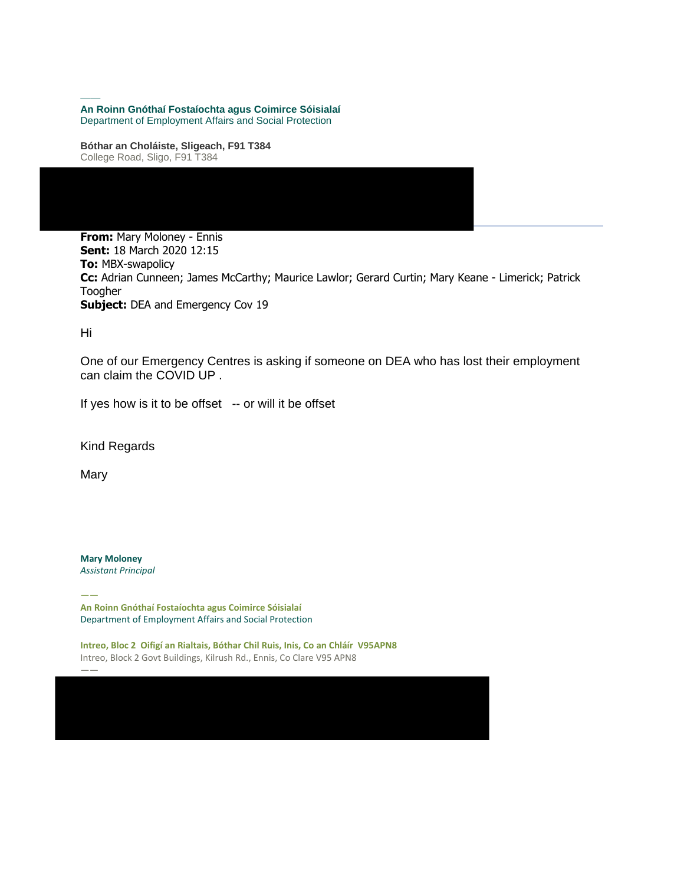An Roinn Gnóthaí Fostaíochta agus Coimirce Sóisialaí
Department of Employment Affairs and Social Protection

Bóthar an Choláiste, Sligeach, F91 T384
College Road, Sligo, F91 T384

**From:** Mary Moloney - Ennis
**Sent:** 18 March 2020 12:15
**To:** MBX-swapolicy
**Cc:** Adrian Cunneen; James McCarthy; Maurice Lawlor; Gerard Curtin; Mary Keane - Limerick; Patrick Toogher
**Subject:** DEA and Emergency Cov 19

Hi

One of our Emergency Centres is asking if someone on DEA who has lost their employment can claim the COVID UP .

If yes how is it to be offset -- or will it be offset

Kind Regards

Mary

**Mary Moloney**
*Assistant Principal*

——

An Roinn Gnóthaí Fostaíochta agus Coimirce Sóisialaí
Department of Employment Affairs and Social Protection

Intreo, Bloc 2 Oifigí an Rialtais, Bóthar Chil Ruis, Inis, Co an Chláir V95APN8
Intreo, Block 2 Govt Buildings, Kilrush Rd., Ennis, Co Clare V95 APN8

——